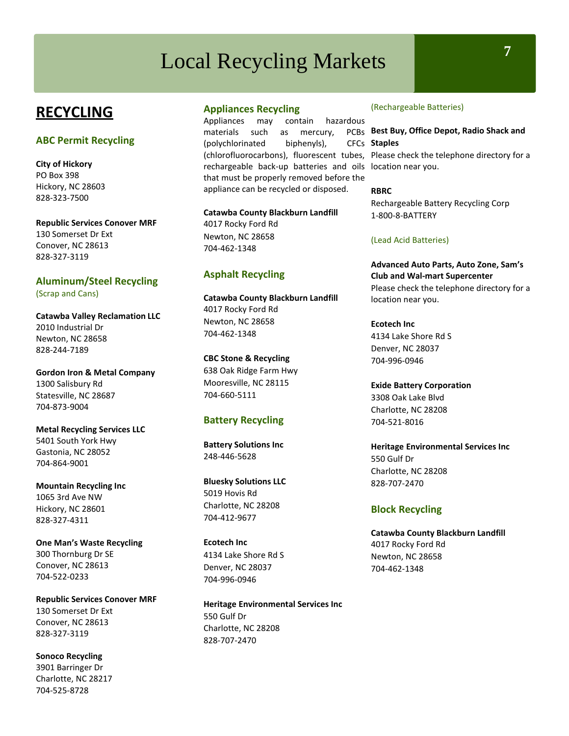# Local Recycling Markets

## RECYCLING

### ABC Permit Recycling

**City of Hickory**
PO Box 398
Hickory, NC 28603
828-323-7500

**Republic Services Conover MRF**
130 Somerset Dr Ext
Conover, NC 28613
828-327-3119

### Aluminum/Steel Recycling

(Scrap and Cans)

**Catawba Valley Reclamation LLC**
2010 Industrial Dr
Newton, NC 28658
828-244-7189

**Gordon Iron & Metal Company**
1300 Salisbury Rd
Statesville, NC 28687
704-873-9004

**Metal Recycling Services LLC**
5401 South York Hwy
Gastonia, NC 28052
704-864-9001

**Mountain Recycling Inc**
1065 3rd Ave NW
Hickory, NC 28601
828-327-4311

**One Man's Waste Recycling**
300 Thornburg Dr SE
Conover, NC 28613
704-522-0233

**Republic Services Conover MRF**
130 Somerset Dr Ext
Conover, NC 28613
828-327-3119

**Sonoco Recycling**
3901 Barringer Dr
Charlotte, NC 28217
704-525-8728

### Appliances Recycling

Appliances may contain hazardous materials such as mercury, PCBs (polychlorinated biphenyls), CFCs (chlorofluorocarbons), fluorescent tubes, rechargeable back-up batteries and oils that must be properly removed before the appliance can be recycled or disposed.

**Catawba County Blackburn Landfill**
4017 Rocky Ford Rd
Newton, NC 28658
704-462-1348

### Asphalt Recycling

**Catawba County Blackburn Landfill**
4017 Rocky Ford Rd
Newton, NC 28658
704-462-1348

**CBC Stone & Recycling**
638 Oak Ridge Farm Hwy
Mooresville, NC 28115
704-660-5111

### Battery Recycling

**Battery Solutions Inc**
248-446-5628

**Bluesky Solutions LLC**
5019 Hovis Rd
Charlotte, NC 28208
704-412-9677

**Ecotech Inc**
4134 Lake Shore Rd S
Denver, NC 28037
704-996-0946

**Heritage Environmental Services Inc**
550 Gulf Dr
Charlotte, NC 28208
828-707-2470

(Rechargeable Batteries)

**Best Buy, Office Depot, Radio Shack and Staples**
Please check the telephone directory for a location near you.

**RBRC**
Rechargeable Battery Recycling Corp
1-800-8-BATTERY

(Lead Acid Batteries)

**Advanced Auto Parts, Auto Zone, Sam's Club and Wal-mart Supercenter**
Please check the telephone directory for a location near you.

**Ecotech Inc**
4134 Lake Shore Rd S
Denver, NC 28037
704-996-0946

**Exide Battery Corporation**
3308 Oak Lake Blvd
Charlotte, NC 28208
704-521-8016

**Heritage Environmental Services Inc**
550 Gulf Dr
Charlotte, NC 28208
828-707-2470

### Block Recycling

**Catawba County Blackburn Landfill**
4017 Rocky Ford Rd
Newton, NC 28658
704-462-1348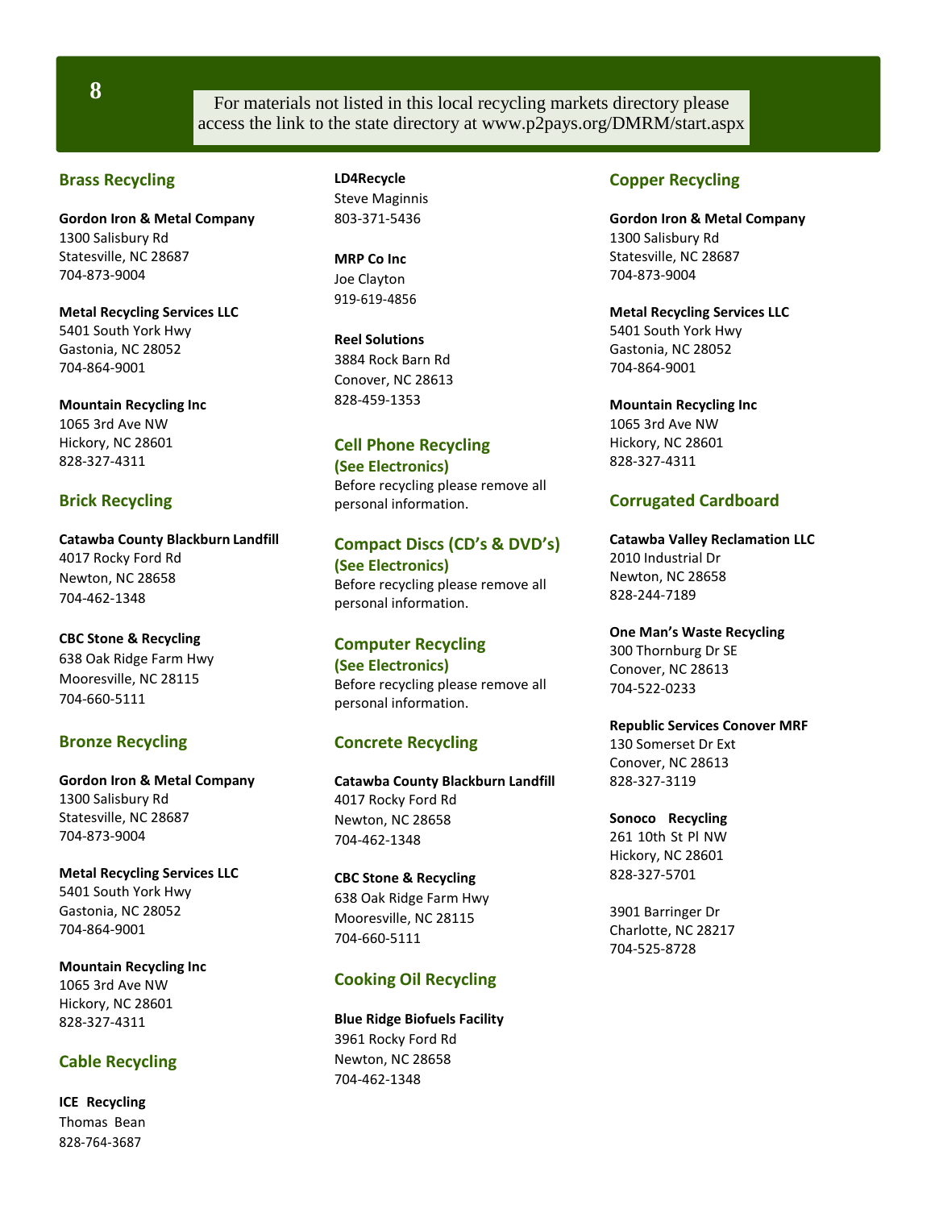For materials not listed in this local recycling markets directory please access the link to the state directory at www.p2pays.org/DMRM/start.aspx

## Brass Recycling

**Gordon Iron & Metal Company**
1300 Salisbury Rd
Statesville, NC 28687
704-873-9004

**Metal Recycling Services LLC**
5401 South York Hwy
Gastonia, NC 28052
704-864-9001

**Mountain Recycling Inc**
1065 3rd Ave NW
Hickory, NC 28601
828-327-4311

## Brick Recycling

**Catawba County Blackburn Landfill**
4017 Rocky Ford Rd
Newton, NC 28658
704-462-1348

**CBC Stone & Recycling**
638 Oak Ridge Farm Hwy
Mooresville, NC 28115
704-660-5111

## Bronze Recycling

**Gordon Iron & Metal Company**
1300 Salisbury Rd
Statesville, NC 28687
704-873-9004

**Metal Recycling Services LLC**
5401 South York Hwy
Gastonia, NC 28052
704-864-9001

**Mountain Recycling Inc**
1065 3rd Ave NW
Hickory, NC 28601
828-327-4311

## Cable Recycling

**ICE Recycling**
Thomas Bean
828-764-3687

**LD4Recycle**
Steve Maginnis
803-371-5436

**MRP Co Inc**
Joe Clayton
919-619-4856

**Reel Solutions**
3884 Rock Barn Rd
Conover, NC 28613
828-459-1353

## Cell Phone Recycling

**(See Electronics)**
Before recycling please remove all personal information.

## Compact Discs (CD's & DVD's)

**(See Electronics)**
Before recycling please remove all personal information.

## Computer Recycling

**(See Electronics)**
Before recycling please remove all personal information.

## Concrete Recycling

**Catawba County Blackburn Landfill**
4017 Rocky Ford Rd
Newton, NC 28658
704-462-1348

**CBC Stone & Recycling**
638 Oak Ridge Farm Hwy
Mooresville, NC 28115
704-660-5111

## Cooking Oil Recycling

**Blue Ridge Biofuels Facility**
3961 Rocky Ford Rd
Newton, NC 28658
704-462-1348

## Copper Recycling

**Gordon Iron & Metal Company**
1300 Salisbury Rd
Statesville, NC 28687
704-873-9004

**Metal Recycling Services LLC**
5401 South York Hwy
Gastonia, NC 28052
704-864-9001

**Mountain Recycling Inc**
1065 3rd Ave NW
Hickory, NC 28601
828-327-4311

## Corrugated Cardboard

**Catawba Valley Reclamation LLC**
2010 Industrial Dr
Newton, NC 28658
828-244-7189

**One Man's Waste Recycling**
300 Thornburg Dr SE
Conover, NC 28613
704-522-0233

**Republic Services Conover MRF**
130 Somerset Dr Ext
Conover, NC 28613
828-327-3119

**Sonoco Recycling**
261 10th St Pl NW
Hickory, NC 28601
828-327-5701

3901 Barringer Dr
Charlotte, NC 28217
704-525-8728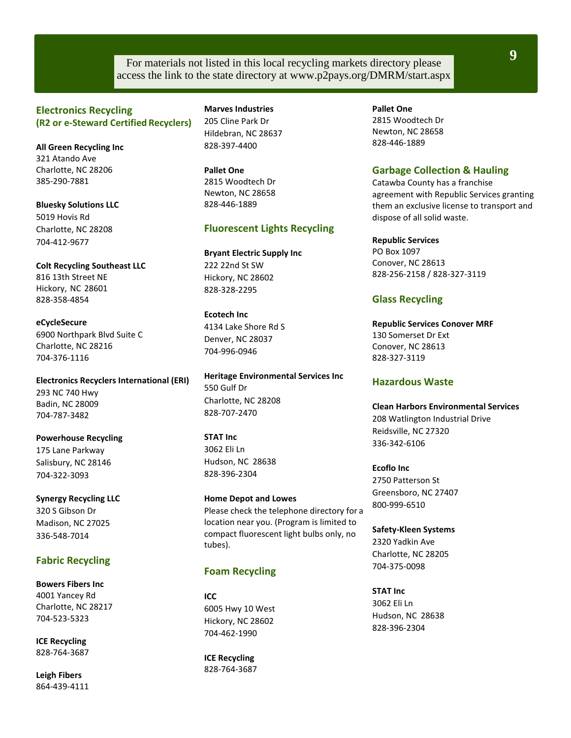For materials not listed in this local recycling markets directory please access the link to the state directory at www.p2pays.org/DMRM/start.aspx

## Electronics Recycling (R2 or e-Steward Certified Recyclers)

**All Green Recycling Inc**
321 Atando Ave
Charlotte, NC 28206
385-290-7881

**Bluesky Solutions LLC**
5019 Hovis Rd
Charlotte, NC 28208
704-412-9677

**Colt Recycling Southeast LLC**
816 13th Street NE
Hickory, NC 28601
828-358-4854

**eCycleSecure**
6900 Northpark Blvd Suite C
Charlotte, NC 28216
704-376-1116

**Electronics Recyclers International (ERI)**
293 NC 740 Hwy
Badin, NC 28009
704-787-3482

**Powerhouse Recycling**
175 Lane Parkway
Salisbury, NC 28146
704-322-3093

**Synergy Recycling LLC**
320 S Gibson Dr
Madison, NC 27025
336-548-7014

## Fabric Recycling

**Bowers Fibers Inc**
4001 Yancey Rd
Charlotte, NC 28217
704-523-5323

**ICE Recycling**
828-764-3687

**Leigh Fibers**
864-439-4111

**Marves Industries**
205 Cline Park Dr
Hildebran, NC 28637
828-397-4400

**Pallet One**
2815 Woodtech Dr
Newton, NC 28658
828-446-1889

## Fluorescent Lights Recycling

**Bryant Electric Supply Inc**
222 22nd St SW
Hickory, NC 28602
828-328-2295

**Ecotech Inc**
4134 Lake Shore Rd S
Denver, NC 28037
704-996-0946

**Heritage Environmental Services Inc**
550 Gulf Dr
Charlotte, NC 28208
828-707-2470

**STAT Inc**
3062 Eli Ln
Hudson, NC 28638
828-396-2304

**Home Depot and Lowes**
Please check the telephone directory for a location near you. (Program is limited to compact fluorescent light bulbs only, no tubes).

## Foam Recycling

**ICC**
6005 Hwy 10 West
Hickory, NC 28602
704-462-1990

**ICE Recycling**
828-764-3687

**Pallet One**
2815 Woodtech Dr
Newton, NC 28658
828-446-1889

## Garbage Collection & Hauling

Catawba County has a franchise agreement with Republic Services granting them an exclusive license to transport and dispose of all solid waste.

**Republic Services**
PO Box 1097
Conover, NC 28613
828-256-2158 / 828-327-3119

## Glass Recycling

**Republic Services Conover MRF**
130 Somerset Dr Ext
Conover, NC 28613
828-327-3119

## Hazardous Waste

**Clean Harbors Environmental Services**
208 Watlington Industrial Drive
Reidsville, NC 27320
336-342-6106

**Ecoflo Inc**
2750 Patterson St
Greensboro, NC 27407
800-999-6510

**Safety-Kleen Systems**
2320 Yadkin Ave
Charlotte, NC 28205
704-375-0098

**STAT Inc**
3062 Eli Ln
Hudson, NC 28638
828-396-2304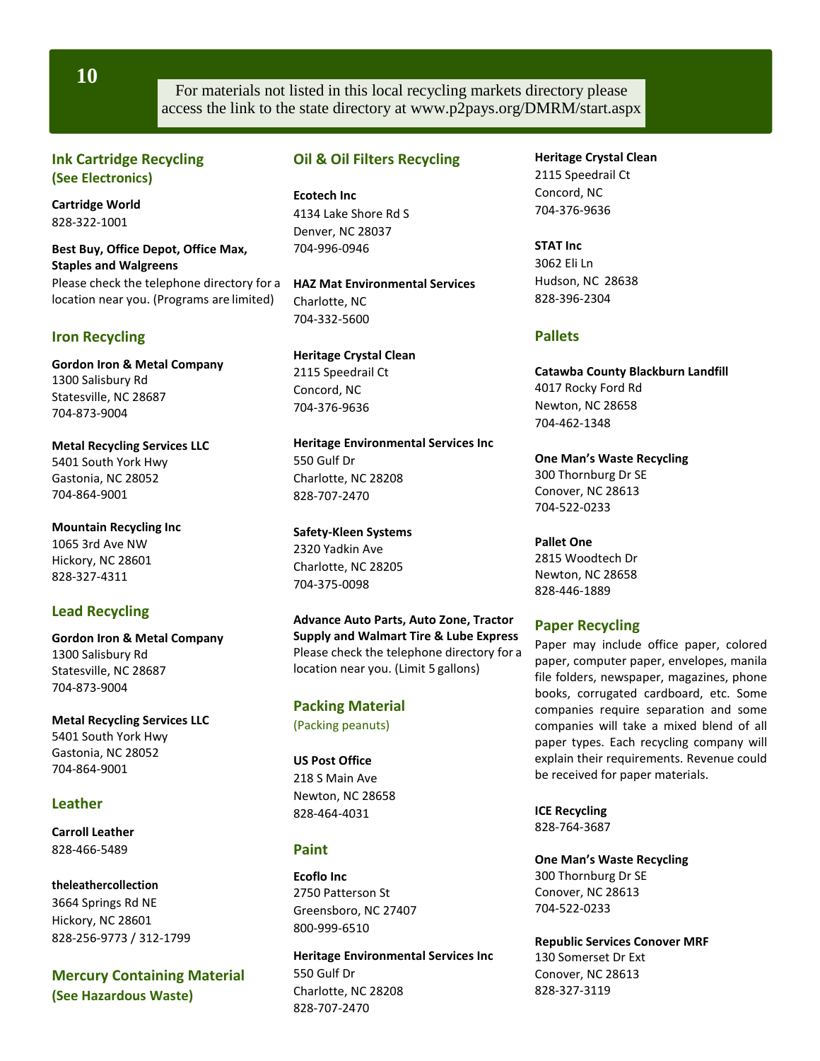For materials not listed in this local recycling markets directory please access the link to the state directory at www.p2pays.org/DMRM/start.aspx

## Ink Cartridge Recycling
### (See Electronics)

**Cartridge World**
828-322-1001

**Best Buy, Office Depot, Office Max, Staples and Walgreens**
Please check the telephone directory for a location near you. (Programs are limited)

## Iron Recycling

**Gordon Iron & Metal Company**
1300 Salisbury Rd
Statesville, NC 28687
704-873-9004

**Metal Recycling Services LLC**
5401 South York Hwy
Gastonia, NC 28052
704-864-9001

**Mountain Recycling Inc**
1065 3rd Ave NW
Hickory, NC 28601
828-327-4311

## Lead Recycling

**Gordon Iron & Metal Company**
1300 Salisbury Rd
Statesville, NC 28687
704-873-9004

**Metal Recycling Services LLC**
5401 South York Hwy
Gastonia, NC 28052
704-864-9001

## Leather

**Carroll Leather**
828-466-5489

**theleathercollection**
3664 Springs Rd NE
Hickory, NC 28601
828-256-9773 / 312-1799

## Mercury Containing Material
### (See Hazardous Waste)

## Oil & Oil Filters Recycling

**Ecotech Inc**
4134 Lake Shore Rd S
Denver, NC 28037
704-996-0946

**HAZ Mat Environmental Services**
Charlotte, NC
704-332-5600

**Heritage Crystal Clean**
2115 Speedrail Ct
Concord, NC
704-376-9636

**Heritage Environmental Services Inc**
550 Gulf Dr
Charlotte, NC 28208
828-707-2470

**Safety-Kleen Systems**
2320 Yadkin Ave
Charlotte, NC 28205
704-375-0098

**Advance Auto Parts, Auto Zone, Tractor Supply and Walmart Tire & Lube Express**
Please check the telephone directory for a location near you. (Limit 5 gallons)

## Packing Material
(Packing peanuts)

**US Post Office**
218 S Main Ave
Newton, NC 28658
828-464-4031

## Paint

**Ecoflo Inc**
2750 Patterson St
Greensboro, NC 27407
800-999-6510

**Heritage Environmental Services Inc**
550 Gulf Dr
Charlotte, NC 28208
828-707-2470

**Heritage Crystal Clean**
2115 Speedrail Ct
Concord, NC
704-376-9636

**STAT Inc**
3062 Eli Ln
Hudson, NC 28638
828-396-2304

## Pallets

**Catawba County Blackburn Landfill**
4017 Rocky Ford Rd
Newton, NC 28658
704-462-1348

**One Man's Waste Recycling**
300 Thornburg Dr SE
Conover, NC 28613
704-522-0233

**Pallet One**
2815 Woodtech Dr
Newton, NC 28658
828-446-1889

## Paper Recycling

Paper may include office paper, colored paper, computer paper, envelopes, manila file folders, newspaper, magazines, phone books, corrugated cardboard, etc. Some companies require separation and some companies will take a mixed blend of all paper types. Each recycling company will explain their requirements. Revenue could be received for paper materials.

**ICE Recycling**
828-764-3687

**One Man's Waste Recycling**
300 Thornburg Dr SE
Conover, NC 28613
704-522-0233

**Republic Services Conover MRF**
130 Somerset Dr Ext
Conover, NC 28613
828-327-3119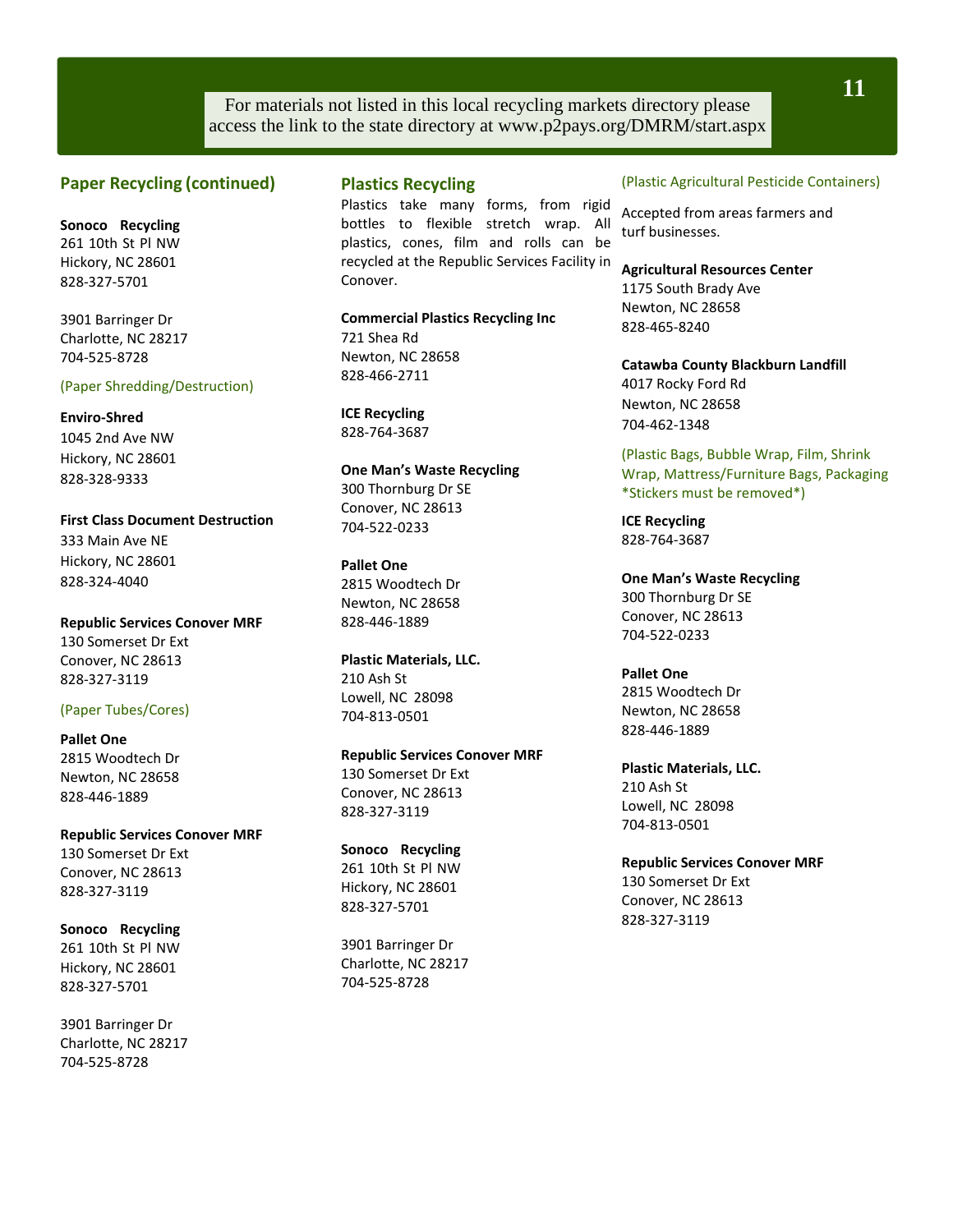For materials not listed in this local recycling markets directory please access the link to the state directory at www.p2pays.org/DMRM/start.aspx

## Paper Recycling (continued)

**Sonoco Recycling**
261 10th St Pl NW
Hickory, NC 28601
828-327-5701

3901 Barringer Dr
Charlotte, NC 28217
704-525-8728

(Paper Shredding/Destruction)

**Enviro-Shred**
1045 2nd Ave NW
Hickory, NC 28601
828-328-9333

**First Class Document Destruction**
333 Main Ave NE
Hickory, NC 28601
828-324-4040

**Republic Services Conover MRF**
130 Somerset Dr Ext
Conover, NC 28613
828-327-3119

(Paper Tubes/Cores)

**Pallet One**
2815 Woodtech Dr
Newton, NC 28658
828-446-1889

**Republic Services Conover MRF**
130 Somerset Dr Ext
Conover, NC 28613
828-327-3119

**Sonoco Recycling**
261 10th St Pl NW
Hickory, NC 28601
828-327-5701

3901 Barringer Dr
Charlotte, NC 28217
704-525-8728

## Plastics Recycling

Plastics take many forms, from rigid bottles to flexible stretch wrap. All plastics, cones, film and rolls can be recycled at the Republic Services Facility in Conover.

**Commercial Plastics Recycling Inc**
721 Shea Rd
Newton, NC 28658
828-466-2711

**ICE Recycling**
828-764-3687

**One Man's Waste Recycling**
300 Thornburg Dr SE
Conover, NC 28613
704-522-0233

**Pallet One**
2815 Woodtech Dr
Newton, NC 28658
828-446-1889

**Plastic Materials, LLC.**
210 Ash St
Lowell, NC 28098
704-813-0501

**Republic Services Conover MRF**
130 Somerset Dr Ext
Conover, NC 28613
828-327-3119

**Sonoco Recycling**
261 10th St Pl NW
Hickory, NC 28601
828-327-5701

3901 Barringer Dr
Charlotte, NC 28217
704-525-8728

(Plastic Agricultural Pesticide Containers)

Accepted from areas farmers and turf businesses.

**Agricultural Resources Center**
1175 South Brady Ave
Newton, NC 28658
828-465-8240

**Catawba County Blackburn Landfill**
4017 Rocky Ford Rd
Newton, NC 28658
704-462-1348

(Plastic Bags, Bubble Wrap, Film, Shrink Wrap, Mattress/Furniture Bags, Packaging *Stickers must be removed*)

**ICE Recycling**
828-764-3687

**One Man's Waste Recycling**
300 Thornburg Dr SE
Conover, NC 28613
704-522-0233

**Pallet One**
2815 Woodtech Dr
Newton, NC 28658
828-446-1889

**Plastic Materials, LLC.**
210 Ash St
Lowell, NC 28098
704-813-0501

**Republic Services Conover MRF**
130 Somerset Dr Ext
Conover, NC 28613
828-327-3119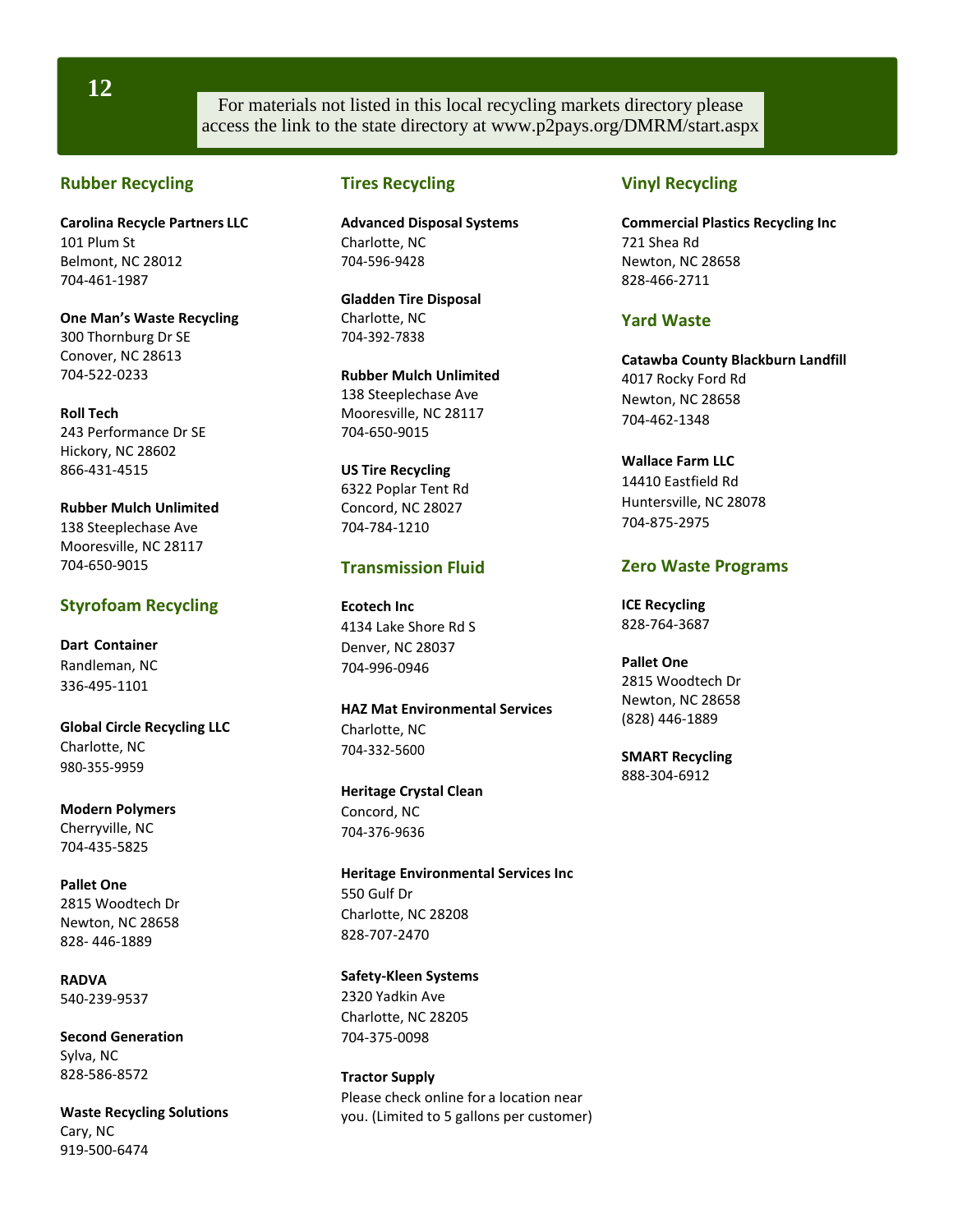For materials not listed in this local recycling markets directory please access the link to the state directory at www.p2pays.org/DMRM/start.aspx

## Rubber Recycling

**Carolina Recycle Partners LLC**
101 Plum St
Belmont, NC 28012
704-461-1987

**One Man's Waste Recycling**
300 Thornburg Dr SE
Conover, NC 28613
704-522-0233

**Roll Tech**
243 Performance Dr SE
Hickory, NC 28602
866-431-4515

**Rubber Mulch Unlimited**
138 Steeplechase Ave
Mooresville, NC 28117
704-650-9015

## Styrofoam Recycling

**Dart Container**
Randleman, NC
336-495-1101

**Global Circle Recycling LLC**
Charlotte, NC
980-355-9959

**Modern Polymers**
Cherryville, NC
704-435-5825

**Pallet One**
2815 Woodtech Dr
Newton, NC 28658
828- 446-1889

**RADVA**
540-239-9537

**Second Generation**
Sylva, NC
828-586-8572

**Waste Recycling Solutions**
Cary, NC
919-500-6474

## Tires Recycling

**Advanced Disposal Systems**
Charlotte, NC
704-596-9428

**Gladden Tire Disposal**
Charlotte, NC
704-392-7838

**Rubber Mulch Unlimited**
138 Steeplechase Ave
Mooresville, NC 28117
704-650-9015

**US Tire Recycling**
6322 Poplar Tent Rd
Concord, NC 28027
704-784-1210

## Transmission Fluid

**Ecotech Inc**
4134 Lake Shore Rd S
Denver, NC 28037
704-996-0946

**HAZ Mat Environmental Services**
Charlotte, NC
704-332-5600

**Heritage Crystal Clean**
Concord, NC
704-376-9636

**Heritage Environmental Services Inc**
550 Gulf Dr
Charlotte, NC 28208
828-707-2470

**Safety-Kleen Systems**
2320 Yadkin Ave
Charlotte, NC 28205
704-375-0098

**Tractor Supply**
Please check online for a location near you. (Limited to 5 gallons per customer)

## Vinyl Recycling

**Commercial Plastics Recycling Inc**
721 Shea Rd
Newton, NC 28658
828-466-2711

## Yard Waste

**Catawba County Blackburn Landfill**
4017 Rocky Ford Rd
Newton, NC 28658
704-462-1348

**Wallace Farm LLC**
14410 Eastfield Rd
Huntersville, NC 28078
704-875-2975

## Zero Waste Programs

**ICE Recycling**
828-764-3687

**Pallet One**
2815 Woodtech Dr
Newton, NC 28658
(828) 446-1889

**SMART Recycling**
888-304-6912